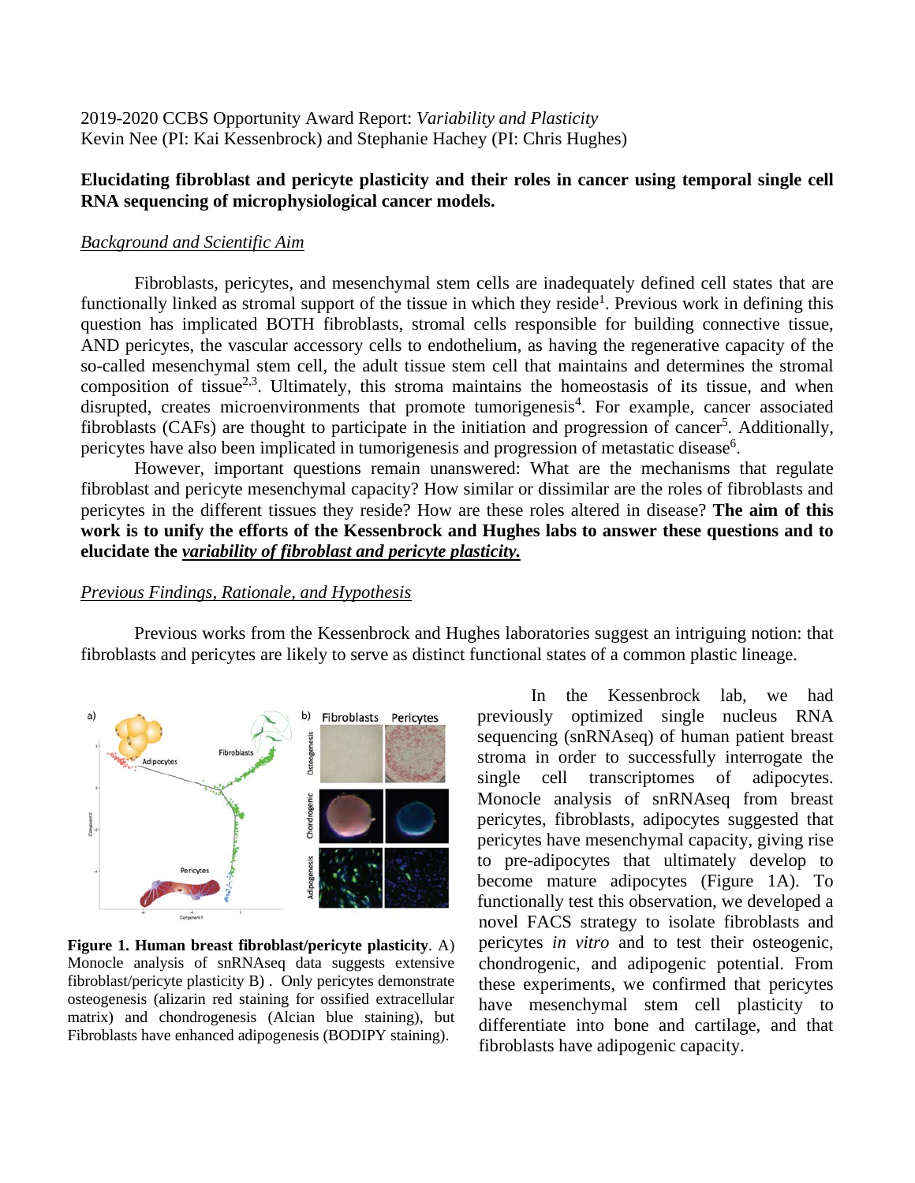2019-2020 CCBS Opportunity Award Report: *Variability and Plasticity*
Kevin Nee (PI: Kai Kessenbrock) and Stephanie Hachey (PI: Chris Hughes)

**Elucidating fibroblast and pericyte plasticity and their roles in cancer using temporal single cell RNA sequencing of microphysiological cancer models.**

*Background and Scientific Aim*

Fibroblasts, pericytes, and mesenchymal stem cells are inadequately defined cell states that are functionally linked as stromal support of the tissue in which they reside[1]. Previous work in defining this question has implicated BOTH fibroblasts, stromal cells responsible for building connective tissue, AND pericytes, the vascular accessory cells to endothelium, as having the regenerative capacity of the so-called mesenchymal stem cell, the adult tissue stem cell that maintains and determines the stromal composition of tissue[2,3]. Ultimately, this stroma maintains the homeostasis of its tissue, and when disrupted, creates microenvironments that promote tumorigenesis[4]. For example, cancer associated fibroblasts (CAFs) are thought to participate in the initiation and progression of cancer[5]. Additionally, pericytes have also been implicated in tumorigenesis and progression of metastatic disease[6].

However, important questions remain unanswered: What are the mechanisms that regulate fibroblast and pericyte mesenchymal capacity? How similar or dissimilar are the roles of fibroblasts and pericytes in the different tissues they reside? How are these roles altered in disease? **The aim of this work is to unify the efforts of the Kessenbrock and Hughes labs to answer these questions and to elucidate the *variability of fibroblast and pericyte plasticity.***

*Previous Findings, Rationale, and Hypothesis*

Previous works from the Kessenbrock and Hughes laboratories suggest an intriguing notion: that fibroblasts and pericytes are likely to serve as distinct functional states of a common plastic lineage.

In the Kessenbrock lab, we had previously optimized single nucleus RNA sequencing (snRNAseq) of human patient breast stroma in order to successfully interrogate the single cell transcriptomes of adipocytes. Monocle analysis of snRNAseq from breast pericytes, fibroblasts, adipocytes suggested that pericytes have mesenchymal capacity, giving rise to pre-adipocytes that ultimately develop to become mature adipocytes (Figure 1A). To functionally test this observation, we developed a novel FACS strategy to isolate fibroblasts and pericytes *in vitro* and to test their osteogenic, chondrogenic, and adipogenic potential. From these experiments, we confirmed that pericytes have mesenchymal stem cell plasticity to differentiate into bone and cartilage, and that fibroblasts have adipogenic capacity.

**Figure 1. Human breast fibroblast/pericyte plasticity**. A) Monocle analysis of snRNAseq data suggests extensive fibroblast/pericyte plasticity B) . Only pericytes demonstrate osteogenesis (alizarin red staining for ossified extracellular matrix) and chondrogenesis (Alcian blue staining), but Fibroblasts have enhanced adipogenesis (BODIPY staining).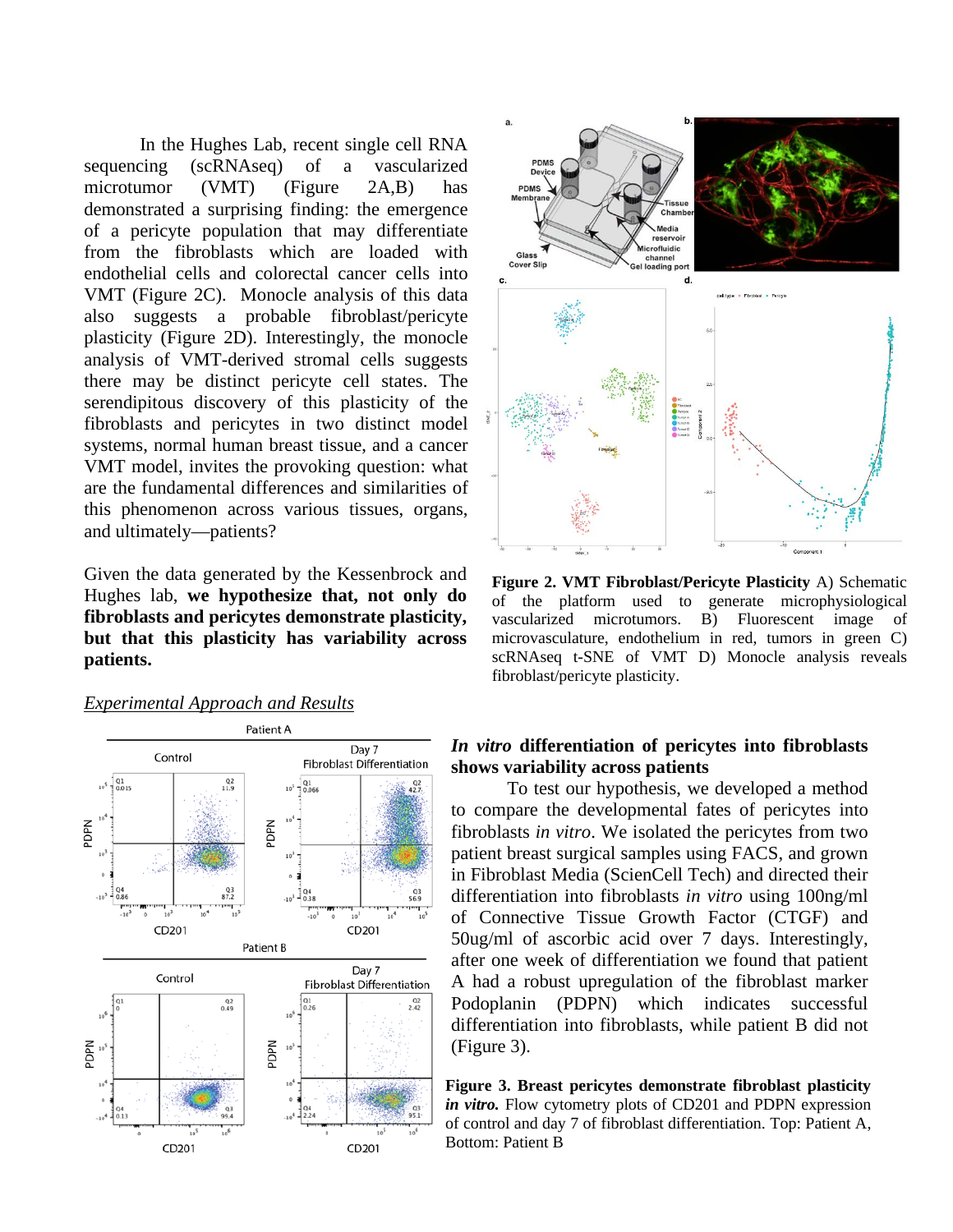In the Hughes Lab, recent single cell RNA sequencing (scRNAseq) of a vascularized microtumor (VMT) (Figure 2A,B) has demonstrated a surprising finding: the emergence of a pericyte population that may differentiate from the fibroblasts which are loaded with endothelial cells and colorectal cancer cells into VMT (Figure 2C). Monocle analysis of this data also suggests a probable fibroblast/pericyte plasticity (Figure 2D). Interestingly, the monocle analysis of VMT-derived stromal cells suggests there may be distinct pericyte cell states. The serendipitous discovery of this plasticity of the fibroblasts and pericytes in two distinct model systems, normal human breast tissue, and a cancer VMT model, invites the provoking question: what are the fundamental differences and similarities of this phenomenon across various tissues, organs, and ultimately—patients?

Given the data generated by the Kessenbrock and Hughes lab, **we hypothesize that, not only do fibroblasts and pericytes demonstrate plasticity, but that this plasticity has variability across patients.**

**Figure 2. VMT Fibroblast/Pericyte Plasticity** A) Schematic of the platform used to generate microphysiological vascularized microtumors. B) Fluorescent image of microvasculature, endothelium in red, tumors in green C) scRNAseq t-SNE of VMT D) Monocle analysis reveals fibroblast/pericyte plasticity.

*Experimental Approach and Results*

### *In vitro* differentiation of pericytes into fibroblasts shows variability across patients

To test our hypothesis, we developed a method to compare the developmental fates of pericytes into fibroblasts *in vitro*. We isolated the pericytes from two patient breast surgical samples using FACS, and grown in Fibroblast Media (ScienCell Tech) and directed their differentiation into fibroblasts *in vitro* using 100ng/ml of Connective Tissue Growth Factor (CTGF) and 50ug/ml of ascorbic acid over 7 days. Interestingly, after one week of differentiation we found that patient A had a robust upregulation of the fibroblast marker Podoplanin (PDPN) which indicates successful differentiation into fibroblasts, while patient B did not (Figure 3).

**Figure 3. Breast pericytes demonstrate fibroblast plasticity *in vitro*.** Flow cytometry plots of CD201 and PDPN expression of control and day 7 of fibroblast differentiation. Top: Patient A, Bottom: Patient B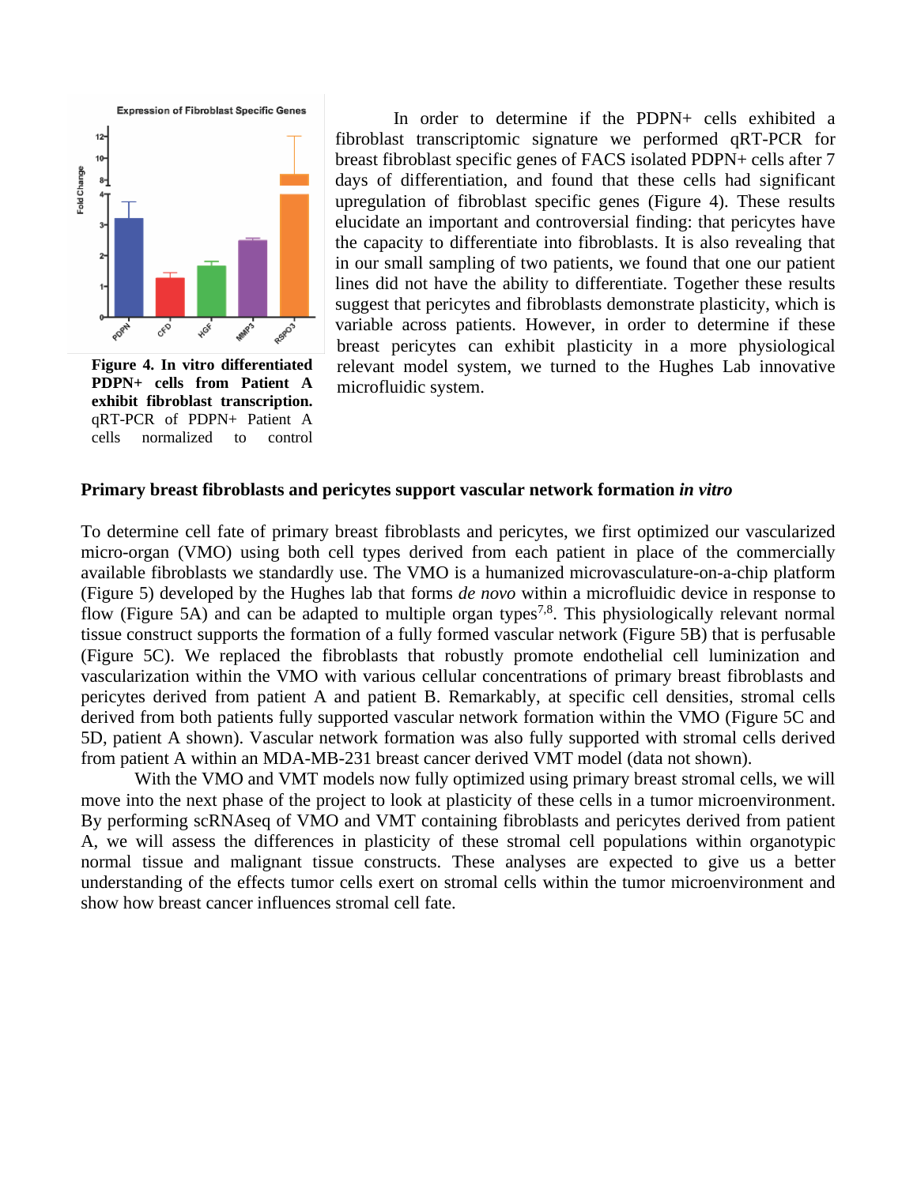**Figure 4. In vitro differentiated PDPN+ cells from Patient A exhibit fibroblast transcription.** qRT-PCR of PDPN+ Patient A cells normalized to control

In order to determine if the PDPN+ cells exhibited a fibroblast transcriptomic signature we performed qRT-PCR for breast fibroblast specific genes of FACS isolated PDPN+ cells after 7 days of differentiation, and found that these cells had significant upregulation of fibroblast specific genes (Figure 4). These results elucidate an important and controversial finding: that pericytes have the capacity to differentiate into fibroblasts. It is also revealing that in our small sampling of two patients, we found that one our patient lines did not have the ability to differentiate. Together these results suggest that pericytes and fibroblasts demonstrate plasticity, which is variable across patients. However, in order to determine if these breast pericytes can exhibit plasticity in a more physiological relevant model system, we turned to the Hughes Lab innovative microfluidic system.

**Primary breast fibroblasts and pericytes support vascular network formation *in vitro***

To determine cell fate of primary breast fibroblasts and pericytes, we first optimized our vascularized micro-organ (VMO) using both cell types derived from each patient in place of the commercially available fibroblasts we standardly use. The VMO is a humanized microvasculature-on-a-chip platform (Figure 5) developed by the Hughes lab that forms *de novo* within a microfluidic device in response to flow (Figure 5A) and can be adapted to multiple organ types[7,8]. This physiologically relevant normal tissue construct supports the formation of a fully formed vascular network (Figure 5B) that is perfusable (Figure 5C). We replaced the fibroblasts that robustly promote endothelial cell luminization and vascularization within the VMO with various cellular concentrations of primary breast fibroblasts and pericytes derived from patient A and patient B. Remarkably, at specific cell densities, stromal cells derived from both patients fully supported vascular network formation within the VMO (Figure 5C and 5D, patient A shown). Vascular network formation was also fully supported with stromal cells derived from patient A within an MDA-MB-231 breast cancer derived VMT model (data not shown).

With the VMO and VMT models now fully optimized using primary breast stromal cells, we will move into the next phase of the project to look at plasticity of these cells in a tumor microenvironment. By performing scRNAseq of VMO and VMT containing fibroblasts and pericytes derived from patient A, we will assess the differences in plasticity of these stromal cell populations within organotypic normal tissue and malignant tissue constructs. These analyses are expected to give us a better understanding of the effects tumor cells exert on stromal cells within the tumor microenvironment and show how breast cancer influences stromal cell fate.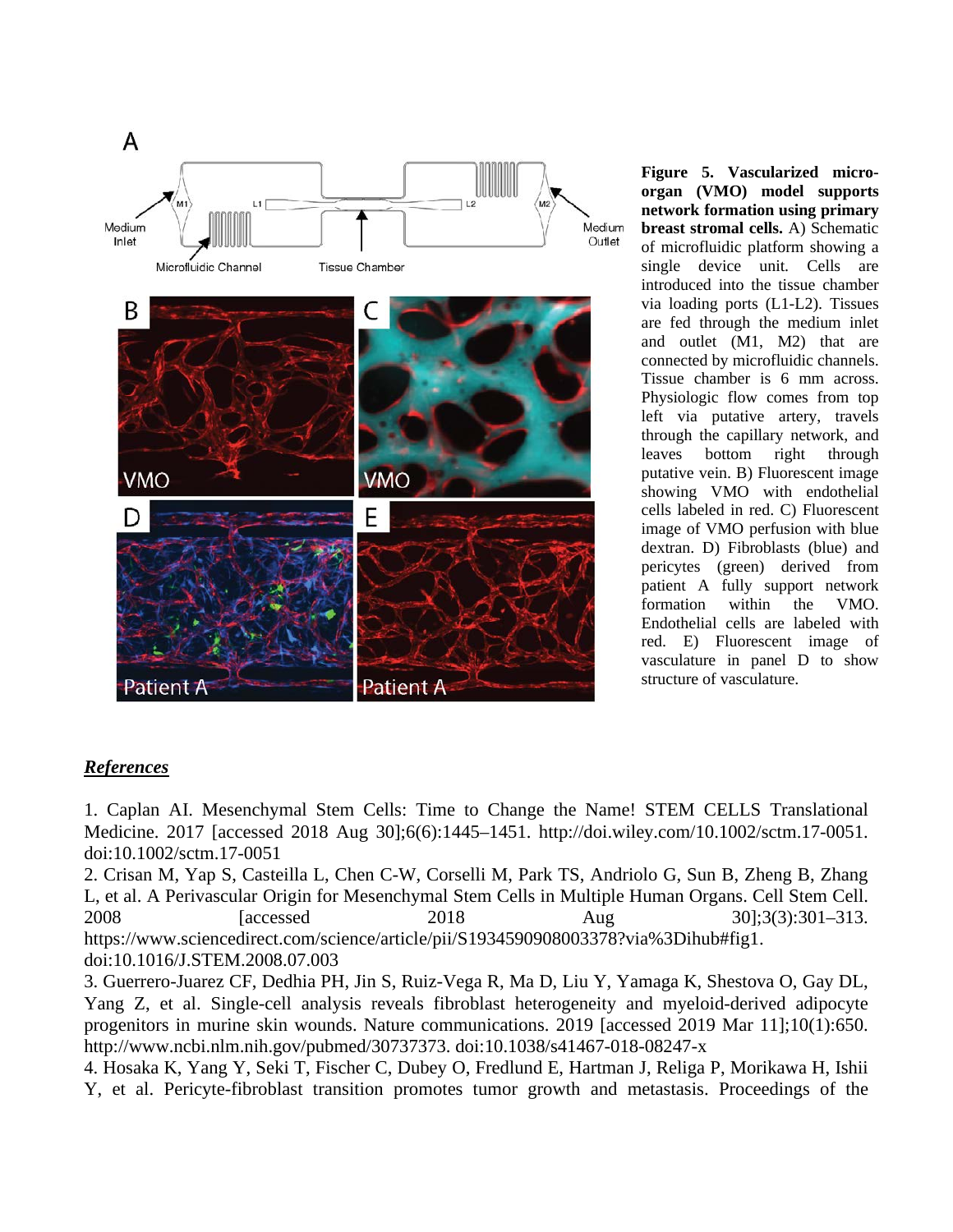**Figure 5. Vascularized micro-organ (VMO) model supports network formation using primary breast stromal cells.** A) Schematic of microfluidic platform showing a single device unit. Cells are introduced into the tissue chamber via loading ports (L1-L2). Tissues are fed through the medium inlet and outlet (M1, M2) that are connected by microfluidic channels. Tissue chamber is 6 mm across. Physiologic flow comes from top left via putative artery, travels through the capillary network, and leaves bottom right through putative vein. B) Fluorescent image showing VMO with endothelial cells labeled in red. C) Fluorescent image of VMO perfusion with blue dextran. D) Fibroblasts (blue) and pericytes (green) derived from patient A fully support network formation within the VMO. Endothelial cells are labeled with red. E) Fluorescent image of vasculature in panel D to show structure of vasculature.

## *References*

1. Caplan AI. Mesenchymal Stem Cells: Time to Change the Name! STEM CELLS Translational Medicine. 2017 [accessed 2018 Aug 30];6(6):1445–1451. http://doi.wiley.com/10.1002/sctm.17-0051. doi:10.1002/sctm.17-0051

2. Crisan M, Yap S, Casteilla L, Chen C-W, Corselli M, Park TS, Andriolo G, Sun B, Zheng B, Zhang L, et al. A Perivascular Origin for Mesenchymal Stem Cells in Multiple Human Organs. Cell Stem Cell. 2008 [accessed 2018 Aug 30];3(3):301–313. https://www.sciencedirect.com/science/article/pii/S1934590908003378?via%3Dihub#fig1. doi:10.1016/J.STEM.2008.07.003

3. Guerrero-Juarez CF, Dedhia PH, Jin S, Ruiz-Vega R, Ma D, Liu Y, Yamaga K, Shestova O, Gay DL, Yang Z, et al. Single-cell analysis reveals fibroblast heterogeneity and myeloid-derived adipocyte progenitors in murine skin wounds. Nature communications. 2019 [accessed 2019 Mar 11];10(1):650. http://www.ncbi.nlm.nih.gov/pubmed/30737373. doi:10.1038/s41467-018-08247-x

4. Hosaka K, Yang Y, Seki T, Fischer C, Dubey O, Fredlund E, Hartman J, Religa P, Morikawa H, Ishii Y, et al. Pericyte-fibroblast transition promotes tumor growth and metastasis. Proceedings of the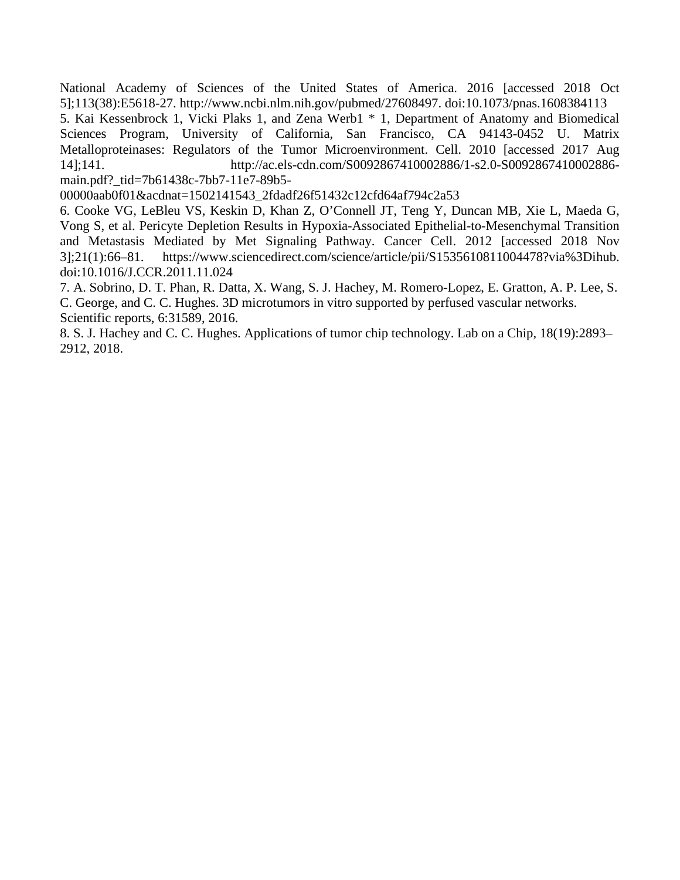National Academy of Sciences of the United States of America. 2016 [accessed 2018 Oct 5];113(38):E5618-27. http://www.ncbi.nlm.nih.gov/pubmed/27608497. doi:10.1073/pnas.1608384113

5. Kai Kessenbrock 1, Vicki Plaks 1, and Zena Werb1 * 1, Department of Anatomy and Biomedical Sciences Program, University of California, San Francisco, CA 94143-0452 U. Matrix Metalloproteinases: Regulators of the Tumor Microenvironment. Cell. 2010 [accessed 2017 Aug 14];141. http://ac.els-cdn.com/S0092867410002886/1-s2.0-S0092867410002886-main.pdf?_tid=7b61438c-7bb7-11e7-89b5-00000aab0f01&acdnat=1502141543_2fdadf26f51432c12cfd64af794c2a53

6. Cooke VG, LeBleu VS, Keskin D, Khan Z, O'Connell JT, Teng Y, Duncan MB, Xie L, Maeda G, Vong S, et al. Pericyte Depletion Results in Hypoxia-Associated Epithelial-to-Mesenchymal Transition and Metastasis Mediated by Met Signaling Pathway. Cancer Cell. 2012 [accessed 2018 Nov 3];21(1):66–81. https://www.sciencedirect.com/science/article/pii/S1535610811004478?via%3Dihub. doi:10.1016/J.CCR.2011.11.024

7. A. Sobrino, D. T. Phan, R. Datta, X. Wang, S. J. Hachey, M. Romero-Lopez, E. Gratton, A. P. Lee, S. C. George, and C. C. Hughes. 3D microtumors in vitro supported by perfused vascular networks. Scientific reports, 6:31589, 2016.

8. S. J. Hachey and C. C. Hughes. Applications of tumor chip technology. Lab on a Chip, 18(19):2893–2912, 2018.